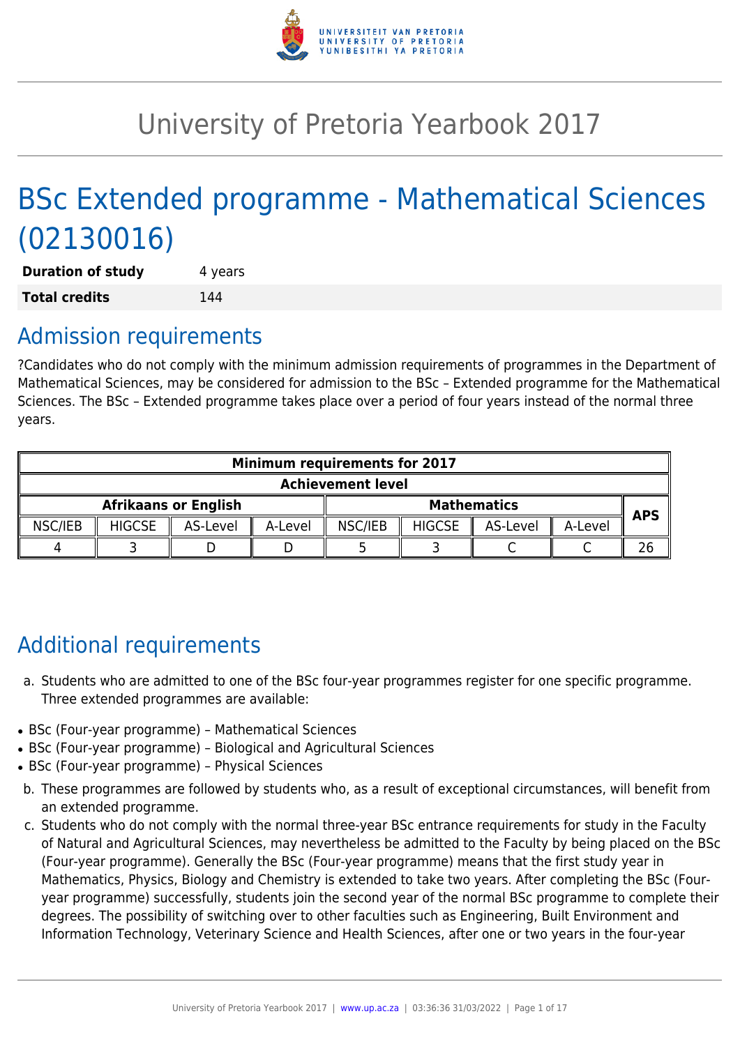# University of Pretoria Yearbook 2017

# BSc Extended programme - Mathematical Sciences (02130016)

| **Duration of study** | 4 years |
|---|---|
| **Total credits** | 144 |

## Admission requirements

?Candidates who do not comply with the minimum admission requirements of programmes in the Department of Mathematical Sciences, may be considered for admission to the BSc – Extended programme for the Mathematical Sciences. The BSc – Extended programme takes place over a period of four years instead of the normal three years.

| **Minimum requirements for 2017** | | | | | | | | |
|---|---|---|---|---|---|---|---|---|
| **Achievement level** | | | | | | | | |
| **Afrikaans or English** | | | | **Mathematics** | | | | **APS** |
| NSC/IEB | HIGCSE | AS-Level | A-Level | NSC/IEB | HIGCSE | AS-Level | A-Level | |
| 4 | 3 | D | D | 5 | 3 | C | C | 26 |

## Additional requirements

a. Students who are admitted to one of the BSc four-year programmes register for one specific programme. Three extended programmes are available:

- BSc (Four-year programme) – Mathematical Sciences
- BSc (Four-year programme) – Biological and Agricultural Sciences
- BSc (Four-year programme) – Physical Sciences

b. These programmes are followed by students who, as a result of exceptional circumstances, will benefit from an extended programme.

c. Students who do not comply with the normal three-year BSc entrance requirements for study in the Faculty of Natural and Agricultural Sciences, may nevertheless be admitted to the Faculty by being placed on the BSc (Four-year programme). Generally the BSc (Four-year programme) means that the first study year in Mathematics, Physics, Biology and Chemistry is extended to take two years. After completing the BSc (Four-year programme) successfully, students join the second year of the normal BSc programme to complete their degrees. The possibility of switching over to other faculties such as Engineering, Built Environment and Information Technology, Veterinary Science and Health Sciences, after one or two years in the four-year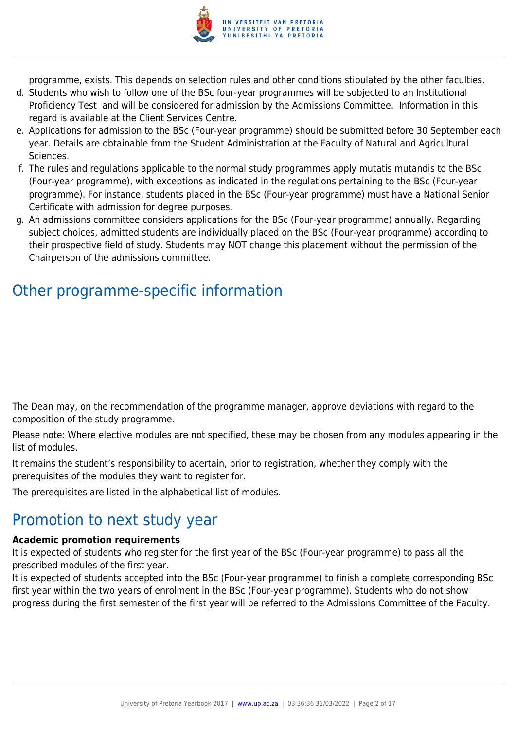programme, exists. This depends on selection rules and other conditions stipulated by the other faculties.

d. Students who wish to follow one of the BSc four-year programmes will be subjected to an Institutional Proficiency Test and will be considered for admission by the Admissions Committee. Information in this regard is available at the Client Services Centre.
e. Applications for admission to the BSc (Four-year programme) should be submitted before 30 September each year. Details are obtainable from the Student Administration at the Faculty of Natural and Agricultural Sciences.
f. The rules and regulations applicable to the normal study programmes apply mutatis mutandis to the BSc (Four-year programme), with exceptions as indicated in the regulations pertaining to the BSc (Four-year programme). For instance, students placed in the BSc (Four-year programme) must have a National Senior Certificate with admission for degree purposes.
g. An admissions committee considers applications for the BSc (Four-year programme) annually. Regarding subject choices, admitted students are individually placed on the BSc (Four-year programme) according to their prospective field of study. Students may NOT change this placement without the permission of the Chairperson of the admissions committee.

## Other programme-specific information

The Dean may, on the recommendation of the programme manager, approve deviations with regard to the composition of the study programme.

Please note: Where elective modules are not specified, these may be chosen from any modules appearing in the list of modules.

It remains the student's responsibility to acertain, prior to registration, whether they comply with the prerequisites of the modules they want to register for.

The prerequisites are listed in the alphabetical list of modules.

## Promotion to next study year

**Academic promotion requirements**

It is expected of students who register for the first year of the BSc (Four-year programme) to pass all the prescribed modules of the first year.

It is expected of students accepted into the BSc (Four-year programme) to finish a complete corresponding BSc first year within the two years of enrolment in the BSc (Four-year programme). Students who do not show progress during the first semester of the first year will be referred to the Admissions Committee of the Faculty.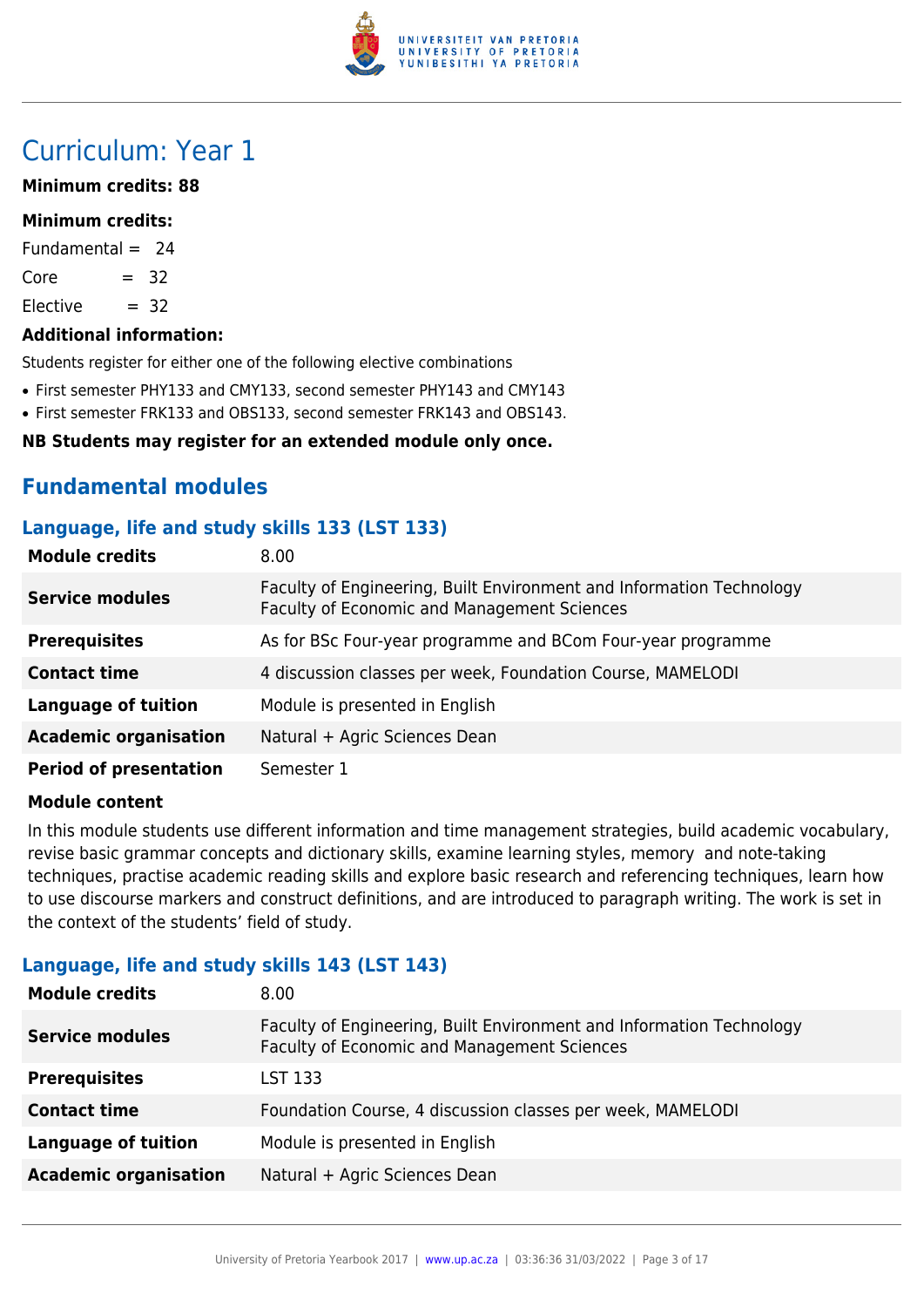# Curriculum: Year 1

**Minimum credits: 88**

**Minimum credits:**

Fundamental = 24

Core = 32

Elective = 32

**Additional information:**

Students register for either one of the following elective combinations

- First semester PHY133 and CMY133, second semester PHY143 and CMY143
- First semester FRK133 and OBS133, second semester FRK143 and OBS143.

**NB Students may register for an extended module only once.**

## Fundamental modules

### Language, life and study skills 133 (LST 133)

| | |
|---|---|
| **Module credits** | 8.00 |
| **Service modules** | Faculty of Engineering, Built Environment and Information Technology<br>Faculty of Economic and Management Sciences |
| **Prerequisites** | As for BSc Four-year programme and BCom Four-year programme |
| **Contact time** | 4 discussion classes per week, Foundation Course, MAMELODI |
| **Language of tuition** | Module is presented in English |
| **Academic organisation** | Natural + Agric Sciences Dean |
| **Period of presentation** | Semester 1 |

**Module content**

In this module students use different information and time management strategies, build academic vocabulary, revise basic grammar concepts and dictionary skills, examine learning styles, memory and note-taking techniques, practise academic reading skills and explore basic research and referencing techniques, learn how to use discourse markers and construct definitions, and are introduced to paragraph writing. The work is set in the context of the students' field of study.

### Language, life and study skills 143 (LST 143)

| | |
|---|---|
| **Module credits** | 8.00 |
| **Service modules** | Faculty of Engineering, Built Environment and Information Technology<br>Faculty of Economic and Management Sciences |
| **Prerequisites** | LST 133 |
| **Contact time** | Foundation Course, 4 discussion classes per week, MAMELODI |
| **Language of tuition** | Module is presented in English |
| **Academic organisation** | Natural + Agric Sciences Dean |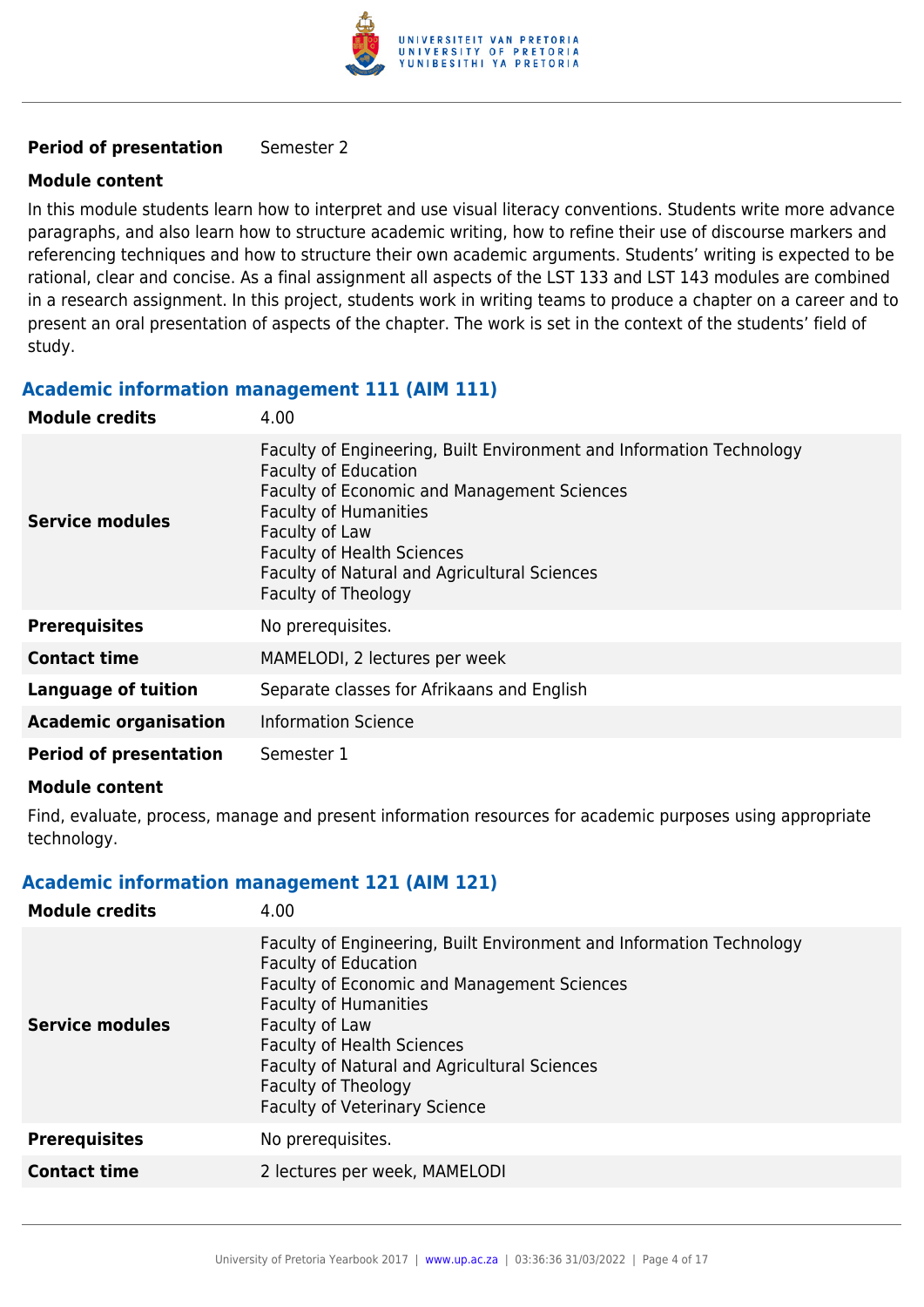| | |
|---|---|
| **Period of presentation** | Semester 2 |

**Module content**

In this module students learn how to interpret and use visual literacy conventions. Students write more advance paragraphs, and also learn how to structure academic writing, how to refine their use of discourse markers and referencing techniques and how to structure their own academic arguments. Students' writing is expected to be rational, clear and concise. As a final assignment all aspects of the LST 133 and LST 143 modules are combined in a research assignment. In this project, students work in writing teams to produce a chapter on a career and to present an oral presentation of aspects of the chapter. The work is set in the context of the students' field of study.

### Academic information management 111 (AIM 111)

| | |
|---|---|
| **Module credits** | 4.00 |
| **Service modules** | Faculty of Engineering, Built Environment and Information Technology<br>Faculty of Education<br>Faculty of Economic and Management Sciences<br>Faculty of Humanities<br>Faculty of Law<br>Faculty of Health Sciences<br>Faculty of Natural and Agricultural Sciences<br>Faculty of Theology |
| **Prerequisites** | No prerequisites. |
| **Contact time** | MAMELODI, 2 lectures per week |
| **Language of tuition** | Separate classes for Afrikaans and English |
| **Academic organisation** | Information Science |
| **Period of presentation** | Semester 1 |

**Module content**

Find, evaluate, process, manage and present information resources for academic purposes using appropriate technology.

### Academic information management 121 (AIM 121)

| | |
|---|---|
| **Module credits** | 4.00 |
| **Service modules** | Faculty of Engineering, Built Environment and Information Technology<br>Faculty of Education<br>Faculty of Economic and Management Sciences<br>Faculty of Humanities<br>Faculty of Law<br>Faculty of Health Sciences<br>Faculty of Natural and Agricultural Sciences<br>Faculty of Theology<br>Faculty of Veterinary Science |
| **Prerequisites** | No prerequisites. |
| **Contact time** | 2 lectures per week, MAMELODI |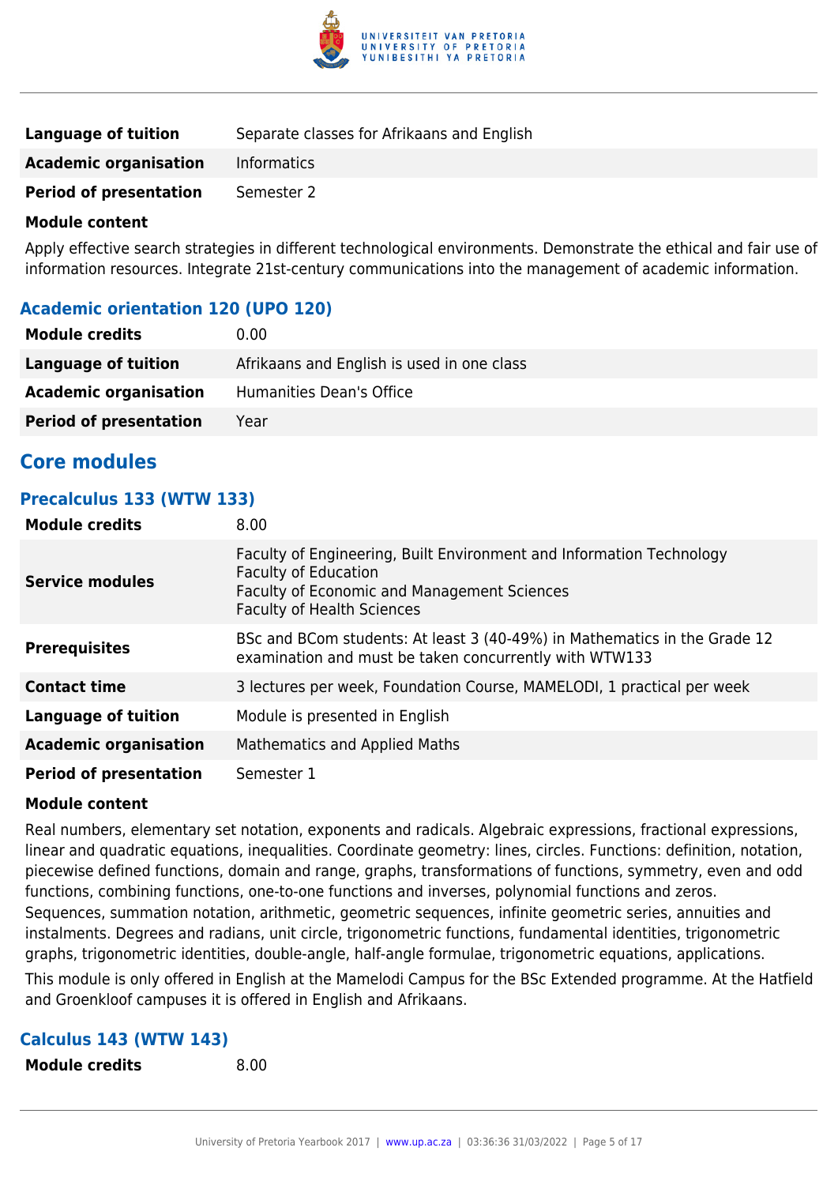| | |
|---|---|
| **Language of tuition** | Separate classes for Afrikaans and English |
| **Academic organisation** | Informatics |
| **Period of presentation** | Semester 2 |

**Module content**

Apply effective search strategies in different technological environments. Demonstrate the ethical and fair use of information resources. Integrate 21st-century communications into the management of academic information.

### Academic orientation 120 (UPO 120)

| | |
|---|---|
| **Module credits** | 0.00 |
| **Language of tuition** | Afrikaans and English is used in one class |
| **Academic organisation** | Humanities Dean's Office |
| **Period of presentation** | Year |

## Core modules

### Precalculus 133 (WTW 133)

| | |
|---|---|
| **Module credits** | 8.00 |
| **Service modules** | Faculty of Engineering, Built Environment and Information Technology<br>Faculty of Education<br>Faculty of Economic and Management Sciences<br>Faculty of Health Sciences |
| **Prerequisites** | BSc and BCom students: At least 3 (40-49%) in Mathematics in the Grade 12 examination and must be taken concurrently with WTW133 |
| **Contact time** | 3 lectures per week, Foundation Course, MAMELODI, 1 practical per week |
| **Language of tuition** | Module is presented in English |
| **Academic organisation** | Mathematics and Applied Maths |
| **Period of presentation** | Semester 1 |

**Module content**

Real numbers, elementary set notation, exponents and radicals. Algebraic expressions, fractional expressions, linear and quadratic equations, inequalities. Coordinate geometry: lines, circles. Functions: definition, notation, piecewise defined functions, domain and range, graphs, transformations of functions, symmetry, even and odd functions, combining functions, one-to-one functions and inverses, polynomial functions and zeros. Sequences, summation notation, arithmetic, geometric sequences, infinite geometric series, annuities and instalments. Degrees and radians, unit circle, trigonometric functions, fundamental identities, trigonometric graphs, trigonometric identities, double-angle, half-angle formulae, trigonometric equations, applications.

This module is only offered in English at the Mamelodi Campus for the BSc Extended programme. At the Hatfield and Groenkloof campuses it is offered in English and Afrikaans.

### Calculus 143 (WTW 143)

| | |
|---|---|
| **Module credits** | 8.00 |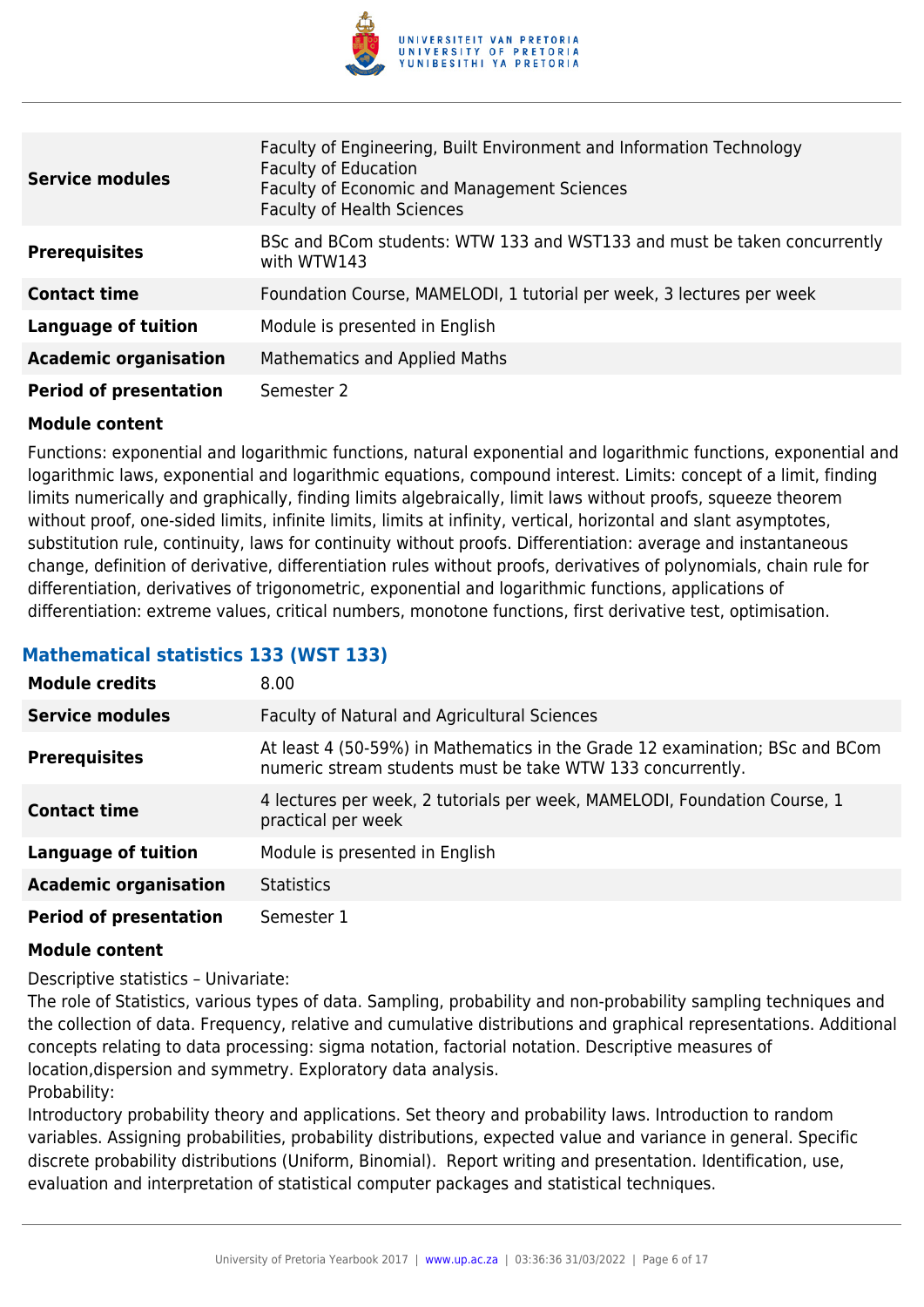| | |
|---|---|
| **Service modules** | Faculty of Engineering, Built Environment and Information Technology<br>Faculty of Education<br>Faculty of Economic and Management Sciences<br>Faculty of Health Sciences |
| **Prerequisites** | BSc and BCom students: WTW 133 and WST133 and must be taken concurrently with WTW143 |
| **Contact time** | Foundation Course, MAMELODI, 1 tutorial per week, 3 lectures per week |
| **Language of tuition** | Module is presented in English |
| **Academic organisation** | Mathematics and Applied Maths |
| **Period of presentation** | Semester 2 |

**Module content**

Functions: exponential and logarithmic functions, natural exponential and logarithmic functions, exponential and logarithmic laws, exponential and logarithmic equations, compound interest. Limits: concept of a limit, finding limits numerically and graphically, finding limits algebraically, limit laws without proofs, squeeze theorem without proof, one-sided limits, infinite limits, limits at infinity, vertical, horizontal and slant asymptotes, substitution rule, continuity, laws for continuity without proofs. Differentiation: average and instantaneous change, definition of derivative, differentiation rules without proofs, derivatives of polynomials, chain rule for differentiation, derivatives of trigonometric, exponential and logarithmic functions, applications of differentiation: extreme values, critical numbers, monotone functions, first derivative test, optimisation.

### Mathematical statistics 133 (WST 133)

| | |
|---|---|
| **Module credits** | 8.00 |
| **Service modules** | Faculty of Natural and Agricultural Sciences |
| **Prerequisites** | At least 4 (50-59%) in Mathematics in the Grade 12 examination; BSc and BCom numeric stream students must be take WTW 133 concurrently. |
| **Contact time** | 4 lectures per week, 2 tutorials per week, MAMELODI, Foundation Course, 1 practical per week |
| **Language of tuition** | Module is presented in English |
| **Academic organisation** | Statistics |
| **Period of presentation** | Semester 1 |

**Module content**

Descriptive statistics – Univariate:
The role of Statistics, various types of data. Sampling, probability and non-probability sampling techniques and the collection of data. Frequency, relative and cumulative distributions and graphical representations. Additional concepts relating to data processing: sigma notation, factorial notation. Descriptive measures of location,dispersion and symmetry. Exploratory data analysis.
Probability:
Introductory probability theory and applications. Set theory and probability laws. Introduction to random variables. Assigning probabilities, probability distributions, expected value and variance in general. Specific discrete probability distributions (Uniform, Binomial). Report writing and presentation. Identification, use, evaluation and interpretation of statistical computer packages and statistical techniques.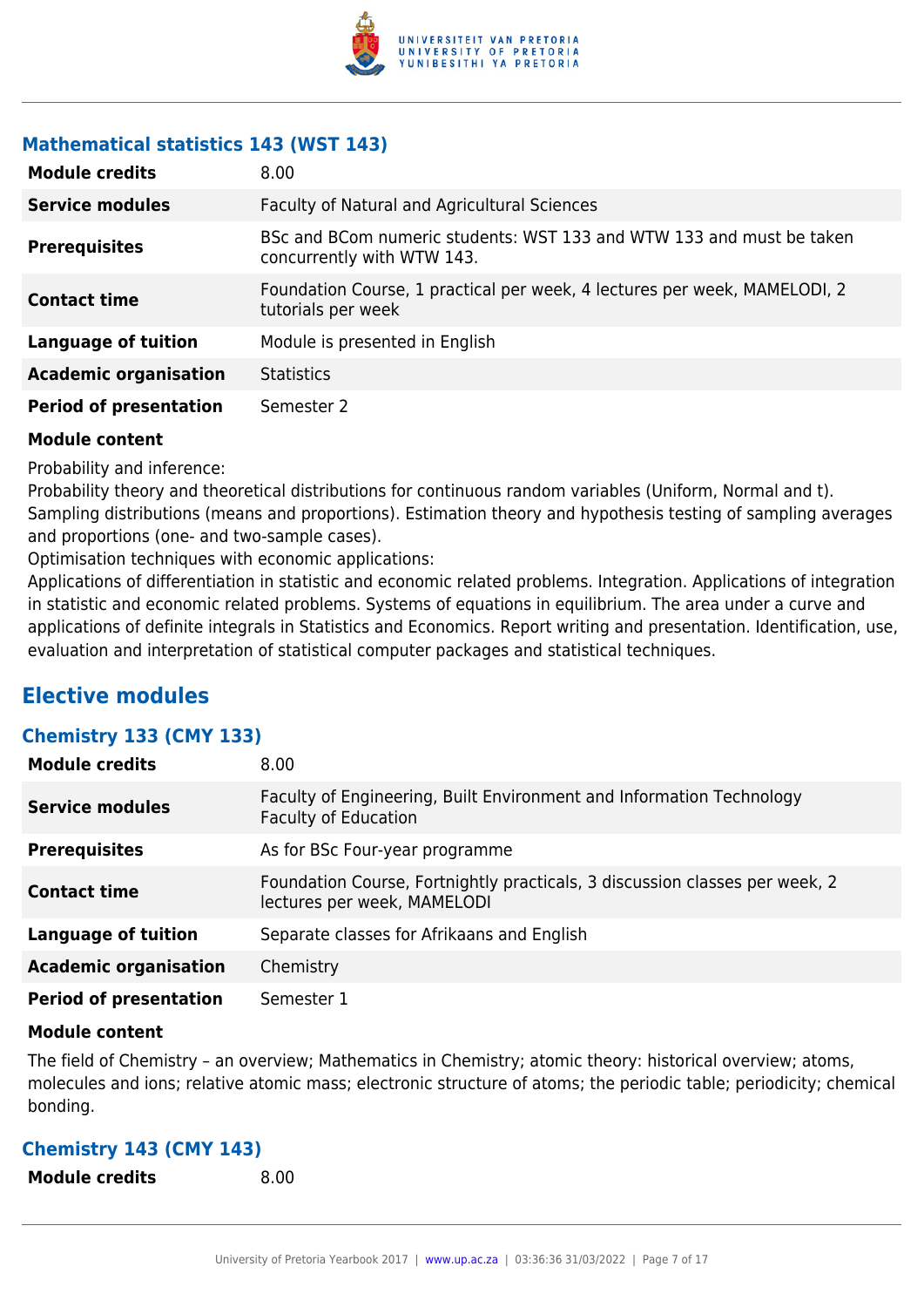### Mathematical statistics 143 (WST 143)

| | |
|---|---|
| **Module credits** | 8.00 |
| **Service modules** | Faculty of Natural and Agricultural Sciences |
| **Prerequisites** | BSc and BCom numeric students: WST 133 and WTW 133 and must be taken concurrently with WTW 143. |
| **Contact time** | Foundation Course, 1 practical per week, 4 lectures per week, MAMELODI, 2 tutorials per week |
| **Language of tuition** | Module is presented in English |
| **Academic organisation** | Statistics |
| **Period of presentation** | Semester 2 |

**Module content**

Probability and inference:
Probability theory and theoretical distributions for continuous random variables (Uniform, Normal and t). Sampling distributions (means and proportions). Estimation theory and hypothesis testing of sampling averages and proportions (one- and two-sample cases).
Optimisation techniques with economic applications:
Applications of differentiation in statistic and economic related problems. Integration. Applications of integration in statistic and economic related problems. Systems of equations in equilibrium. The area under a curve and applications of definite integrals in Statistics and Economics. Report writing and presentation. Identification, use, evaluation and interpretation of statistical computer packages and statistical techniques.

## Elective modules

### Chemistry 133 (CMY 133)

| | |
|---|---|
| **Module credits** | 8.00 |
| **Service modules** | Faculty of Engineering, Built Environment and Information Technology<br>Faculty of Education |
| **Prerequisites** | As for BSc Four-year programme |
| **Contact time** | Foundation Course, Fortnightly practicals, 3 discussion classes per week, 2 lectures per week, MAMELODI |
| **Language of tuition** | Separate classes for Afrikaans and English |
| **Academic organisation** | Chemistry |
| **Period of presentation** | Semester 1 |

**Module content**

The field of Chemistry – an overview; Mathematics in Chemistry; atomic theory: historical overview; atoms, molecules and ions; relative atomic mass; electronic structure of atoms; the periodic table; periodicity; chemical bonding.

### Chemistry 143 (CMY 143)

| | |
|---|---|
| **Module credits** | 8.00 |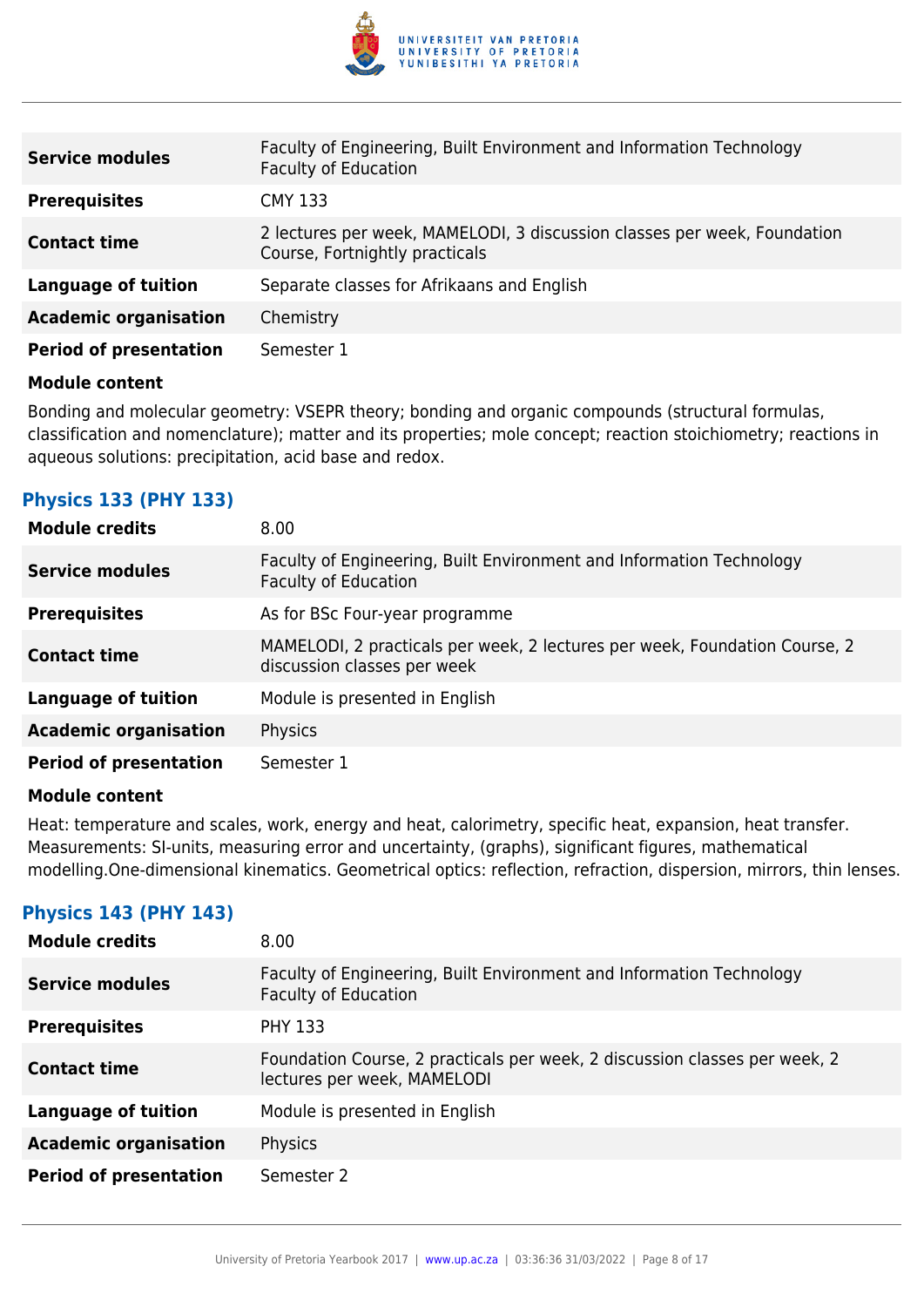| | |
|---|---|
| **Service modules** | Faculty of Engineering, Built Environment and Information Technology<br>Faculty of Education |
| **Prerequisites** | CMY 133 |
| **Contact time** | 2 lectures per week, MAMELODI, 3 discussion classes per week, Foundation Course, Fortnightly practicals |
| **Language of tuition** | Separate classes for Afrikaans and English |
| **Academic organisation** | Chemistry |
| **Period of presentation** | Semester 1 |

**Module content**

Bonding and molecular geometry: VSEPR theory; bonding and organic compounds (structural formulas, classification and nomenclature); matter and its properties; mole concept; reaction stoichiometry; reactions in aqueous solutions: precipitation, acid base and redox.

### Physics 133 (PHY 133)

| | |
|---|---|
| **Module credits** | 8.00 |
| **Service modules** | Faculty of Engineering, Built Environment and Information Technology<br>Faculty of Education |
| **Prerequisites** | As for BSc Four-year programme |
| **Contact time** | MAMELODI, 2 practicals per week, 2 lectures per week, Foundation Course, 2 discussion classes per week |
| **Language of tuition** | Module is presented in English |
| **Academic organisation** | Physics |
| **Period of presentation** | Semester 1 |

**Module content**

Heat: temperature and scales, work, energy and heat, calorimetry, specific heat, expansion, heat transfer. Measurements: SI-units, measuring error and uncertainty, (graphs), significant figures, mathematical modelling.One-dimensional kinematics. Geometrical optics: reflection, refraction, dispersion, mirrors, thin lenses.

### Physics 143 (PHY 143)

| | |
|---|---|
| **Module credits** | 8.00 |
| **Service modules** | Faculty of Engineering, Built Environment and Information Technology<br>Faculty of Education |
| **Prerequisites** | PHY 133 |
| **Contact time** | Foundation Course, 2 practicals per week, 2 discussion classes per week, 2 lectures per week, MAMELODI |
| **Language of tuition** | Module is presented in English |
| **Academic organisation** | Physics |
| **Period of presentation** | Semester 2 |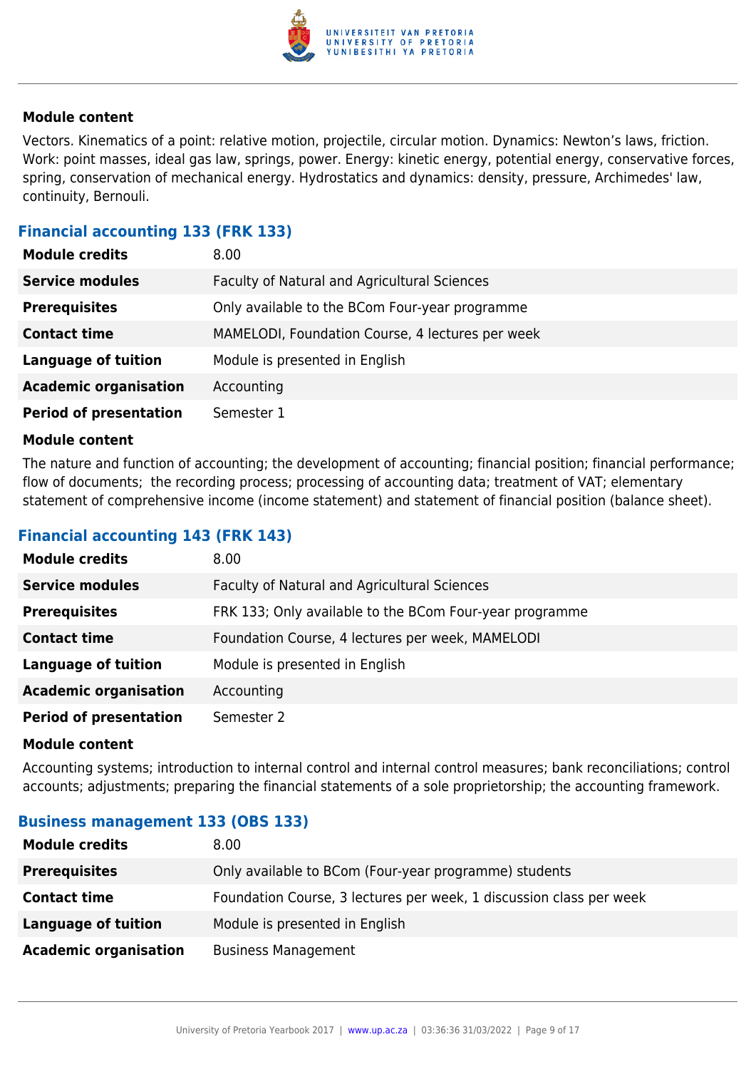#### Module content

Vectors. Kinematics of a point: relative motion, projectile, circular motion. Dynamics: Newton's laws, friction. Work: point masses, ideal gas law, springs, power. Energy: kinetic energy, potential energy, conservative forces, spring, conservation of mechanical energy. Hydrostatics and dynamics: density, pressure, Archimedes' law, continuity, Bernoulli.

### Financial accounting 133 (FRK 133)

| | |
|---|---|
| **Module credits** | 8.00 |
| **Service modules** | Faculty of Natural and Agricultural Sciences |
| **Prerequisites** | Only available to the BCom Four-year programme |
| **Contact time** | MAMELODI, Foundation Course, 4 lectures per week |
| **Language of tuition** | Module is presented in English |
| **Academic organisation** | Accounting |
| **Period of presentation** | Semester 1 |

#### Module content

The nature and function of accounting; the development of accounting; financial position; financial performance; flow of documents; the recording process; processing of accounting data; treatment of VAT; elementary statement of comprehensive income (income statement) and statement of financial position (balance sheet).

### Financial accounting 143 (FRK 143)

| | |
|---|---|
| **Module credits** | 8.00 |
| **Service modules** | Faculty of Natural and Agricultural Sciences |
| **Prerequisites** | FRK 133; Only available to the BCom Four-year programme |
| **Contact time** | Foundation Course, 4 lectures per week, MAMELODI |
| **Language of tuition** | Module is presented in English |
| **Academic organisation** | Accounting |
| **Period of presentation** | Semester 2 |

#### Module content

Accounting systems; introduction to internal control and internal control measures; bank reconciliations; control accounts; adjustments; preparing the financial statements of a sole proprietorship; the accounting framework.

### Business management 133 (OBS 133)

| | |
|---|---|
| **Module credits** | 8.00 |
| **Prerequisites** | Only available to BCom (Four-year programme) students |
| **Contact time** | Foundation Course, 3 lectures per week, 1 discussion class per week |
| **Language of tuition** | Module is presented in English |
| **Academic organisation** | Business Management |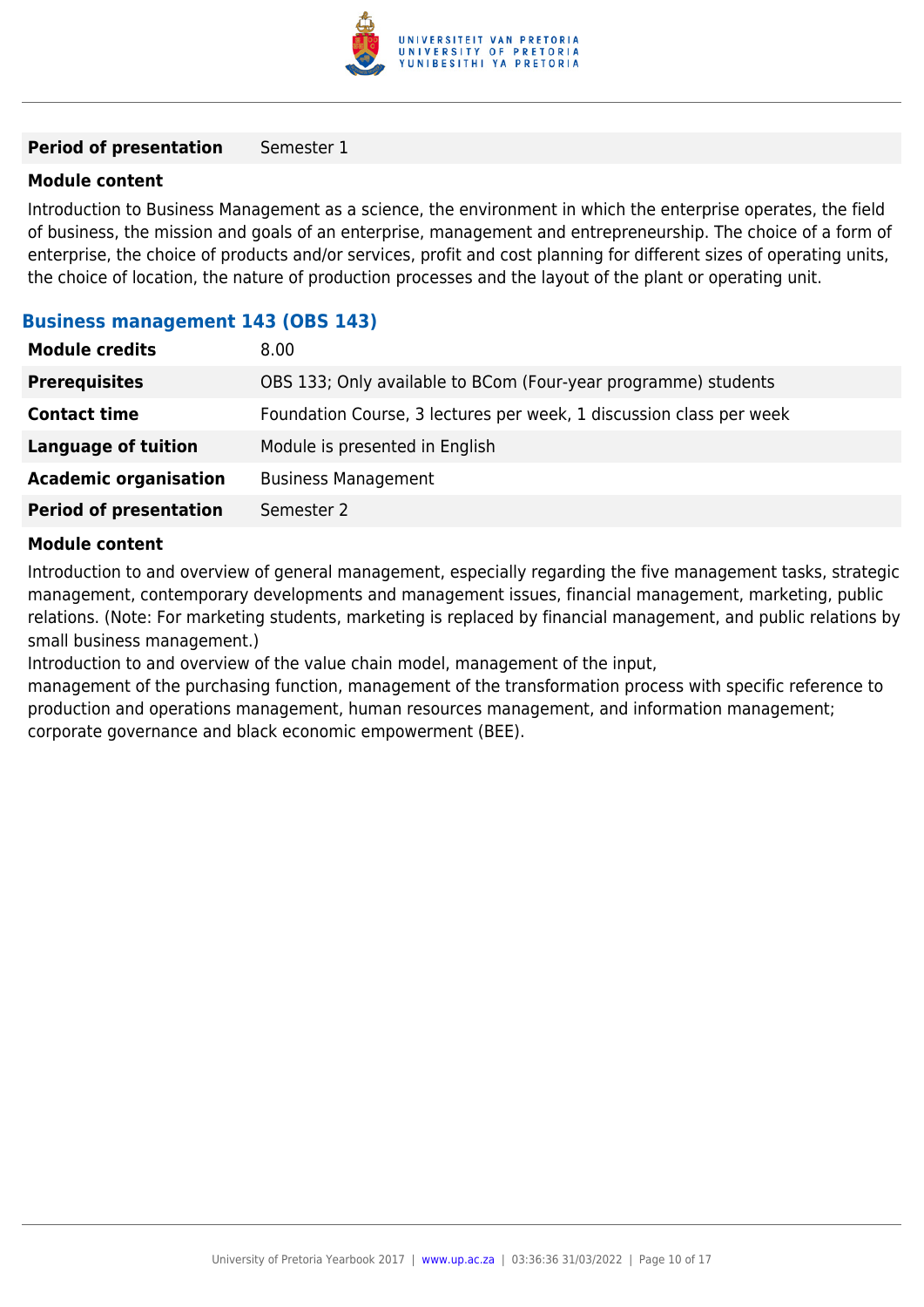| | |
|---|---|
| **Period of presentation** | Semester 1 |

**Module content**

Introduction to Business Management as a science, the environment in which the enterprise operates, the field of business, the mission and goals of an enterprise, management and entrepreneurship. The choice of a form of enterprise, the choice of products and/or services, profit and cost planning for different sizes of operating units, the choice of location, the nature of production processes and the layout of the plant or operating unit.

## Business management 143 (OBS 143)

| | |
|---|---|
| **Module credits** | 8.00 |
| **Prerequisites** | OBS 133; Only available to BCom (Four-year programme) students |
| **Contact time** | Foundation Course, 3 lectures per week, 1 discussion class per week |
| **Language of tuition** | Module is presented in English |
| **Academic organisation** | Business Management |
| **Period of presentation** | Semester 2 |

**Module content**

Introduction to and overview of general management, especially regarding the five management tasks, strategic management, contemporary developments and management issues, financial management, marketing, public relations. (Note: For marketing students, marketing is replaced by financial management, and public relations by small business management.)

Introduction to and overview of the value chain model, management of the input, management of the purchasing function, management of the transformation process with specific reference to production and operations management, human resources management, and information management; corporate governance and black economic empowerment (BEE).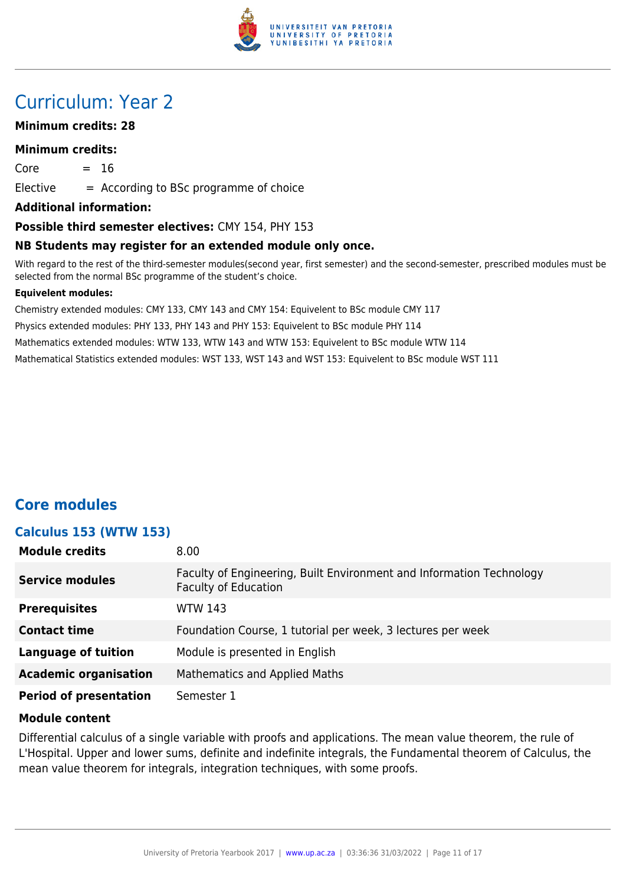# Curriculum: Year 2

**Minimum credits: 28**

**Minimum credits:**

Core = 16

Elective = According to BSc programme of choice

**Additional information:**

**Possible third semester electives:** CMY 154, PHY 153

**NB Students may register for an extended module only once.**

With regard to the rest of the third-semester modules(second year, first semester) and the second-semester, prescribed modules must be selected from the normal BSc programme of the student's choice.

**Equivelent modules:**

Chemistry extended modules: CMY 133, CMY 143 and CMY 154: Equivelent to BSc module CMY 117

Physics extended modules: PHY 133, PHY 143 and PHY 153: Equivelent to BSc module PHY 114

Mathematics extended modules: WTW 133, WTW 143 and WTW 153: Equivelent to BSc module WTW 114

Mathematical Statistics extended modules: WST 133, WST 143 and WST 153: Equivelent to BSc module WST 111

## Core modules

### Calculus 153 (WTW 153)

| | |
|---|---|
| **Module credits** | 8.00 |
| **Service modules** | Faculty of Engineering, Built Environment and Information Technology<br>Faculty of Education |
| **Prerequisites** | WTW 143 |
| **Contact time** | Foundation Course, 1 tutorial per week, 3 lectures per week |
| **Language of tuition** | Module is presented in English |
| **Academic organisation** | Mathematics and Applied Maths |
| **Period of presentation** | Semester 1 |

**Module content**

Differential calculus of a single variable with proofs and applications. The mean value theorem, the rule of L'Hospital. Upper and lower sums, definite and indefinite integrals, the Fundamental theorem of Calculus, the mean value theorem for integrals, integration techniques, with some proofs.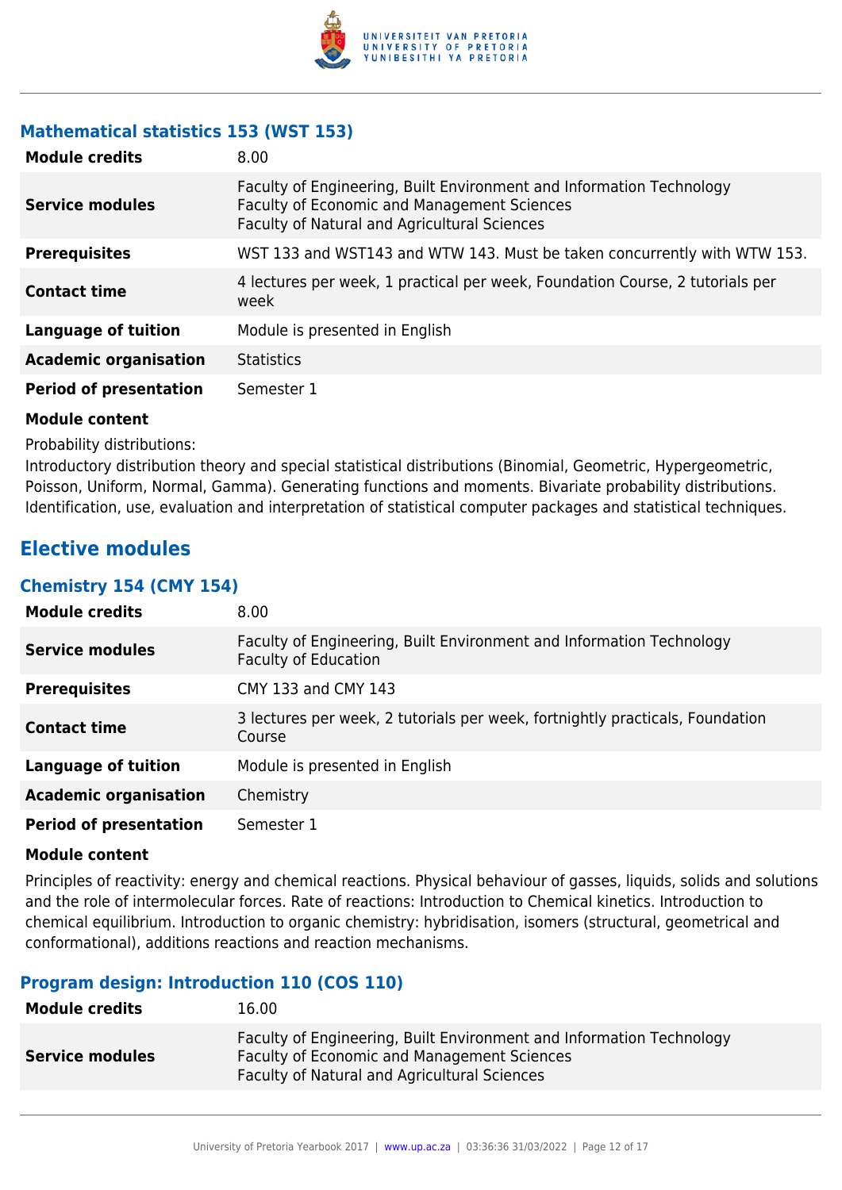### Mathematical statistics 153 (WST 153)

| | |
|---|---|
| **Module credits** | 8.00 |
| **Service modules** | Faculty of Engineering, Built Environment and Information Technology<br>Faculty of Economic and Management Sciences<br>Faculty of Natural and Agricultural Sciences |
| **Prerequisites** | WST 133 and WST143 and WTW 143. Must be taken concurrently with WTW 153. |
| **Contact time** | 4 lectures per week, 1 practical per week, Foundation Course, 2 tutorials per week |
| **Language of tuition** | Module is presented in English |
| **Academic organisation** | Statistics |
| **Period of presentation** | Semester 1 |

**Module content**

Probability distributions:
Introductory distribution theory and special statistical distributions (Binomial, Geometric, Hypergeometric, Poisson, Uniform, Normal, Gamma). Generating functions and moments. Bivariate probability distributions. Identification, use, evaluation and interpretation of statistical computer packages and statistical techniques.

## Elective modules

### Chemistry 154 (CMY 154)

| | |
|---|---|
| **Module credits** | 8.00 |
| **Service modules** | Faculty of Engineering, Built Environment and Information Technology<br>Faculty of Education |
| **Prerequisites** | CMY 133 and CMY 143 |
| **Contact time** | 3 lectures per week, 2 tutorials per week, fortnightly practicals, Foundation Course |
| **Language of tuition** | Module is presented in English |
| **Academic organisation** | Chemistry |
| **Period of presentation** | Semester 1 |

**Module content**

Principles of reactivity: energy and chemical reactions. Physical behaviour of gasses, liquids, solids and solutions and the role of intermolecular forces. Rate of reactions: Introduction to Chemical kinetics. Introduction to chemical equilibrium. Introduction to organic chemistry: hybridisation, isomers (structural, geometrical and conformational), additions reactions and reaction mechanisms.

### Program design: Introduction 110 (COS 110)

| | |
|---|---|
| **Module credits** | 16.00 |
| **Service modules** | Faculty of Engineering, Built Environment and Information Technology<br>Faculty of Economic and Management Sciences<br>Faculty of Natural and Agricultural Sciences |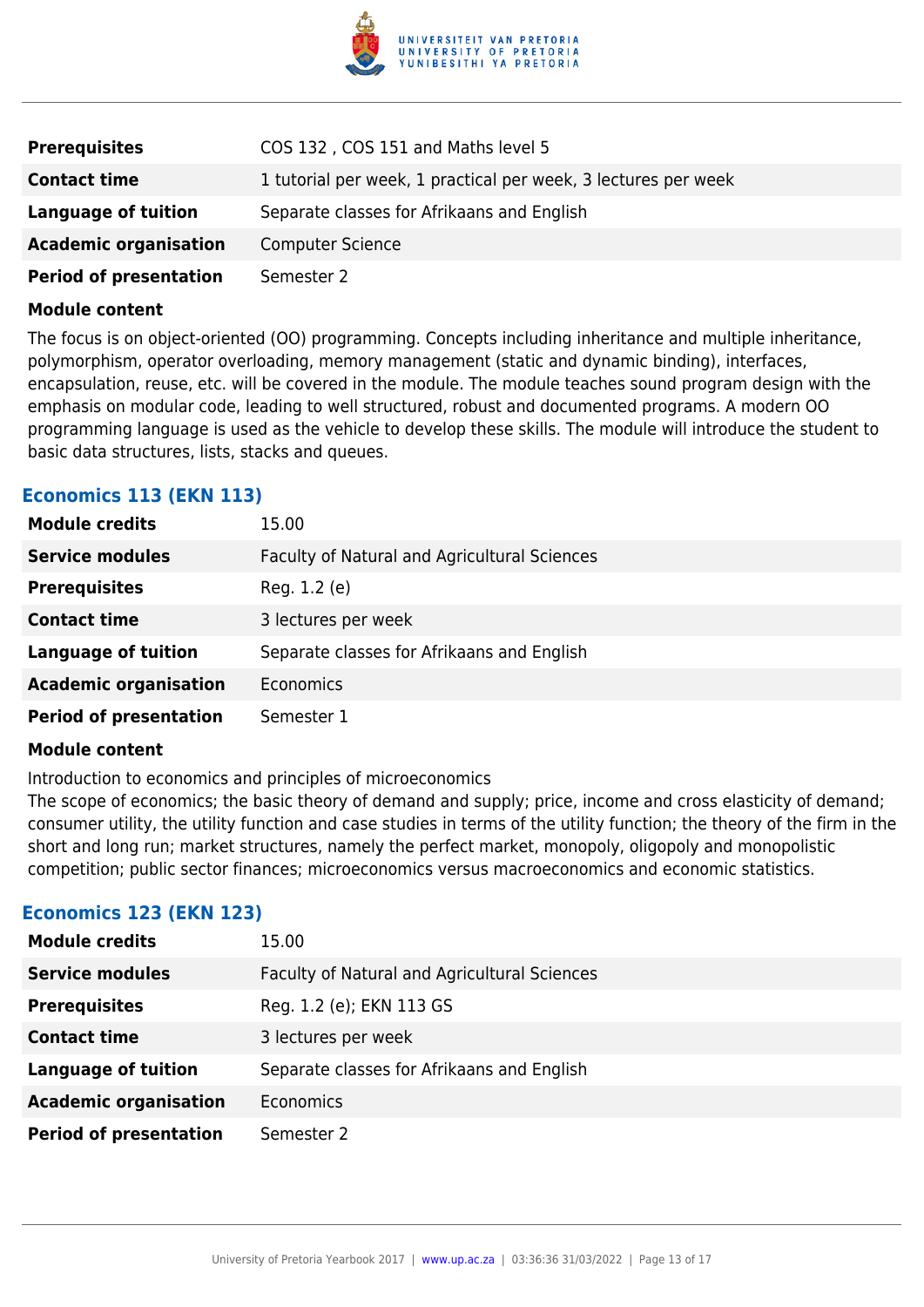| | |
|---|---|
| **Prerequisites** | COS 132 , COS 151 and Maths level 5 |
| **Contact time** | 1 tutorial per week, 1 practical per week, 3 lectures per week |
| **Language of tuition** | Separate classes for Afrikaans and English |
| **Academic organisation** | Computer Science |
| **Period of presentation** | Semester 2 |

**Module content**

The focus is on object-oriented (OO) programming. Concepts including inheritance and multiple inheritance, polymorphism, operator overloading, memory management (static and dynamic binding), interfaces, encapsulation, reuse, etc. will be covered in the module. The module teaches sound program design with the emphasis on modular code, leading to well structured, robust and documented programs. A modern OO programming language is used as the vehicle to develop these skills. The module will introduce the student to basic data structures, lists, stacks and queues.

### Economics 113 (EKN 113)

| | |
|---|---|
| **Module credits** | 15.00 |
| **Service modules** | Faculty of Natural and Agricultural Sciences |
| **Prerequisites** | Reg. 1.2 (e) |
| **Contact time** | 3 lectures per week |
| **Language of tuition** | Separate classes for Afrikaans and English |
| **Academic organisation** | Economics |
| **Period of presentation** | Semester 1 |

**Module content**

Introduction to economics and principles of microeconomics
The scope of economics; the basic theory of demand and supply; price, income and cross elasticity of demand; consumer utility, the utility function and case studies in terms of the utility function; the theory of the firm in the short and long run; market structures, namely the perfect market, monopoly, oligopoly and monopolistic competition; public sector finances; microeconomics versus macroeconomics and economic statistics.

### Economics 123 (EKN 123)

| | |
|---|---|
| **Module credits** | 15.00 |
| **Service modules** | Faculty of Natural and Agricultural Sciences |
| **Prerequisites** | Reg. 1.2 (e); EKN 113 GS |
| **Contact time** | 3 lectures per week |
| **Language of tuition** | Separate classes for Afrikaans and English |
| **Academic organisation** | Economics |
| **Period of presentation** | Semester 2 |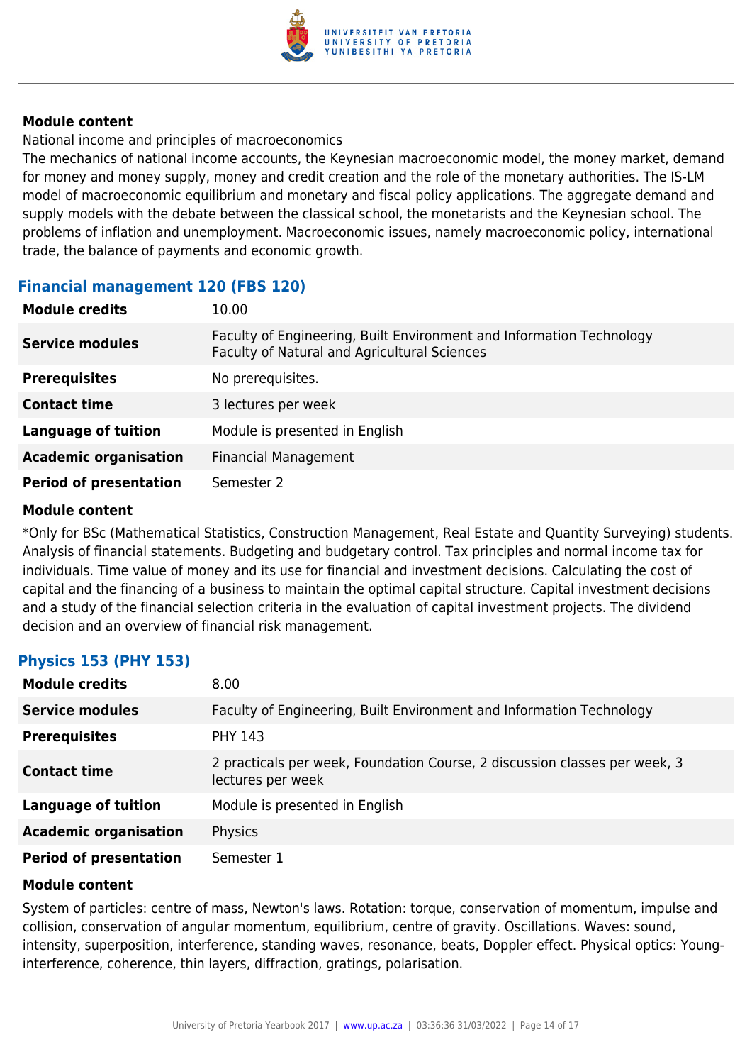#### Module content

National income and principles of macroeconomics

The mechanics of national income accounts, the Keynesian macroeconomic model, the money market, demand for money and money supply, money and credit creation and the role of the monetary authorities. The IS-LM model of macroeconomic equilibrium and monetary and fiscal policy applications. The aggregate demand and supply models with the debate between the classical school, the monetarists and the Keynesian school. The problems of inflation and unemployment. Macroeconomic issues, namely macroeconomic policy, international trade, the balance of payments and economic growth.

### Financial management 120 (FBS 120)

| | |
|---|---|
| **Module credits** | 10.00 |
| **Service modules** | Faculty of Engineering, Built Environment and Information Technology<br>Faculty of Natural and Agricultural Sciences |
| **Prerequisites** | No prerequisites. |
| **Contact time** | 3 lectures per week |
| **Language of tuition** | Module is presented in English |
| **Academic organisation** | Financial Management |
| **Period of presentation** | Semester 2 |

#### Module content

*Only for BSc (Mathematical Statistics, Construction Management, Real Estate and Quantity Surveying) students. Analysis of financial statements. Budgeting and budgetary control. Tax principles and normal income tax for individuals. Time value of money and its use for financial and investment decisions. Calculating the cost of capital and the financing of a business to maintain the optimal capital structure. Capital investment decisions and a study of the financial selection criteria in the evaluation of capital investment projects. The dividend decision and an overview of financial risk management.

### Physics 153 (PHY 153)

| | |
|---|---|
| **Module credits** | 8.00 |
| **Service modules** | Faculty of Engineering, Built Environment and Information Technology |
| **Prerequisites** | PHY 143 |
| **Contact time** | 2 practicals per week, Foundation Course, 2 discussion classes per week, 3 lectures per week |
| **Language of tuition** | Module is presented in English |
| **Academic organisation** | Physics |
| **Period of presentation** | Semester 1 |

#### Module content

System of particles: centre of mass, Newton's laws. Rotation: torque, conservation of momentum, impulse and collision, conservation of angular momentum, equilibrium, centre of gravity. Oscillations. Waves: sound, intensity, superposition, interference, standing waves, resonance, beats, Doppler effect. Physical optics: Young-interference, coherence, thin layers, diffraction, gratings, polarisation.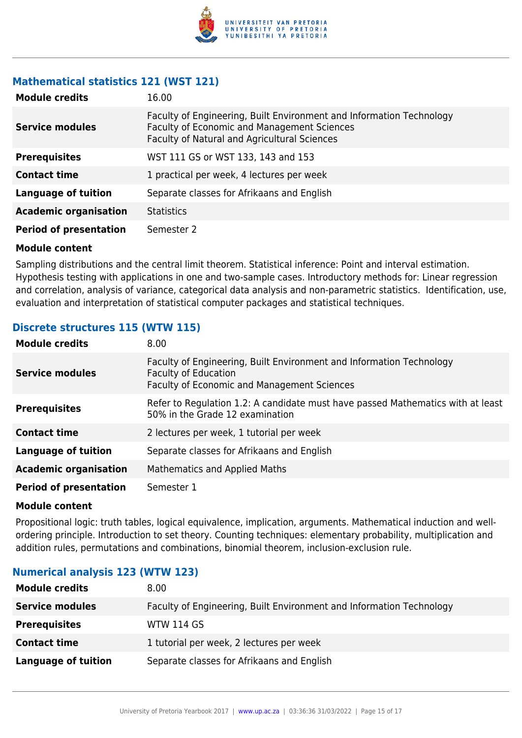### Mathematical statistics 121 (WST 121)

| | |
|---|---|
| **Module credits** | 16.00 |
| **Service modules** | Faculty of Engineering, Built Environment and Information Technology<br>Faculty of Economic and Management Sciences<br>Faculty of Natural and Agricultural Sciences |
| **Prerequisites** | WST 111 GS or WST 133, 143 and 153 |
| **Contact time** | 1 practical per week, 4 lectures per week |
| **Language of tuition** | Separate classes for Afrikaans and English |
| **Academic organisation** | Statistics |
| **Period of presentation** | Semester 2 |

**Module content**

Sampling distributions and the central limit theorem. Statistical inference: Point and interval estimation. Hypothesis testing with applications in one and two-sample cases. Introductory methods for: Linear regression and correlation, analysis of variance, categorical data analysis and non-parametric statistics. Identification, use, evaluation and interpretation of statistical computer packages and statistical techniques.

### Discrete structures 115 (WTW 115)

| | |
|---|---|
| **Module credits** | 8.00 |
| **Service modules** | Faculty of Engineering, Built Environment and Information Technology<br>Faculty of Education<br>Faculty of Economic and Management Sciences |
| **Prerequisites** | Refer to Regulation 1.2: A candidate must have passed Mathematics with at least 50% in the Grade 12 examination |
| **Contact time** | 2 lectures per week, 1 tutorial per week |
| **Language of tuition** | Separate classes for Afrikaans and English |
| **Academic organisation** | Mathematics and Applied Maths |
| **Period of presentation** | Semester 1 |

**Module content**

Propositional logic: truth tables, logical equivalence, implication, arguments. Mathematical induction and well-ordering principle. Introduction to set theory. Counting techniques: elementary probability, multiplication and addition rules, permutations and combinations, binomial theorem, inclusion-exclusion rule.

### Numerical analysis 123 (WTW 123)

| | |
|---|---|
| **Module credits** | 8.00 |
| **Service modules** | Faculty of Engineering, Built Environment and Information Technology |
| **Prerequisites** | WTW 114 GS |
| **Contact time** | 1 tutorial per week, 2 lectures per week |
| **Language of tuition** | Separate classes for Afrikaans and English |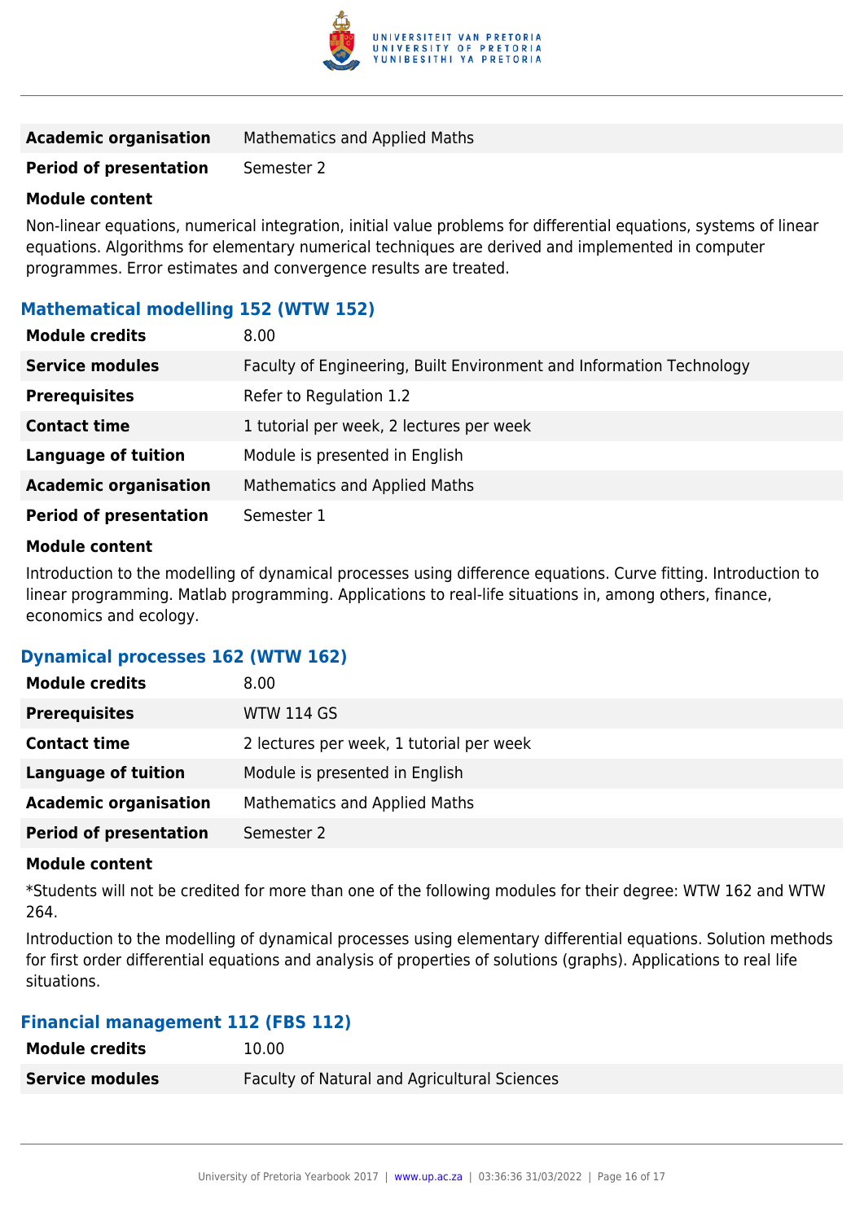| | |
|---|---|
| **Academic organisation** | Mathematics and Applied Maths |
| **Period of presentation** | Semester 2 |

**Module content**

Non-linear equations, numerical integration, initial value problems for differential equations, systems of linear equations. Algorithms for elementary numerical techniques are derived and implemented in computer programmes. Error estimates and convergence results are treated.

### Mathematical modelling 152 (WTW 152)

| | |
|---|---|
| **Module credits** | 8.00 |
| **Service modules** | Faculty of Engineering, Built Environment and Information Technology |
| **Prerequisites** | Refer to Regulation 1.2 |
| **Contact time** | 1 tutorial per week, 2 lectures per week |
| **Language of tuition** | Module is presented in English |
| **Academic organisation** | Mathematics and Applied Maths |
| **Period of presentation** | Semester 1 |

**Module content**

Introduction to the modelling of dynamical processes using difference equations. Curve fitting. Introduction to linear programming. Matlab programming. Applications to real-life situations in, among others, finance, economics and ecology.

### Dynamical processes 162 (WTW 162)

| | |
|---|---|
| **Module credits** | 8.00 |
| **Prerequisites** | WTW 114 GS |
| **Contact time** | 2 lectures per week, 1 tutorial per week |
| **Language of tuition** | Module is presented in English |
| **Academic organisation** | Mathematics and Applied Maths |
| **Period of presentation** | Semester 2 |

**Module content**

*Students will not be credited for more than one of the following modules for their degree: WTW 162 and WTW 264.

Introduction to the modelling of dynamical processes using elementary differential equations. Solution methods for first order differential equations and analysis of properties of solutions (graphs). Applications to real life situations.

### Financial management 112 (FBS 112)

| | |
|---|---|
| **Module credits** | 10.00 |
| **Service modules** | Faculty of Natural and Agricultural Sciences |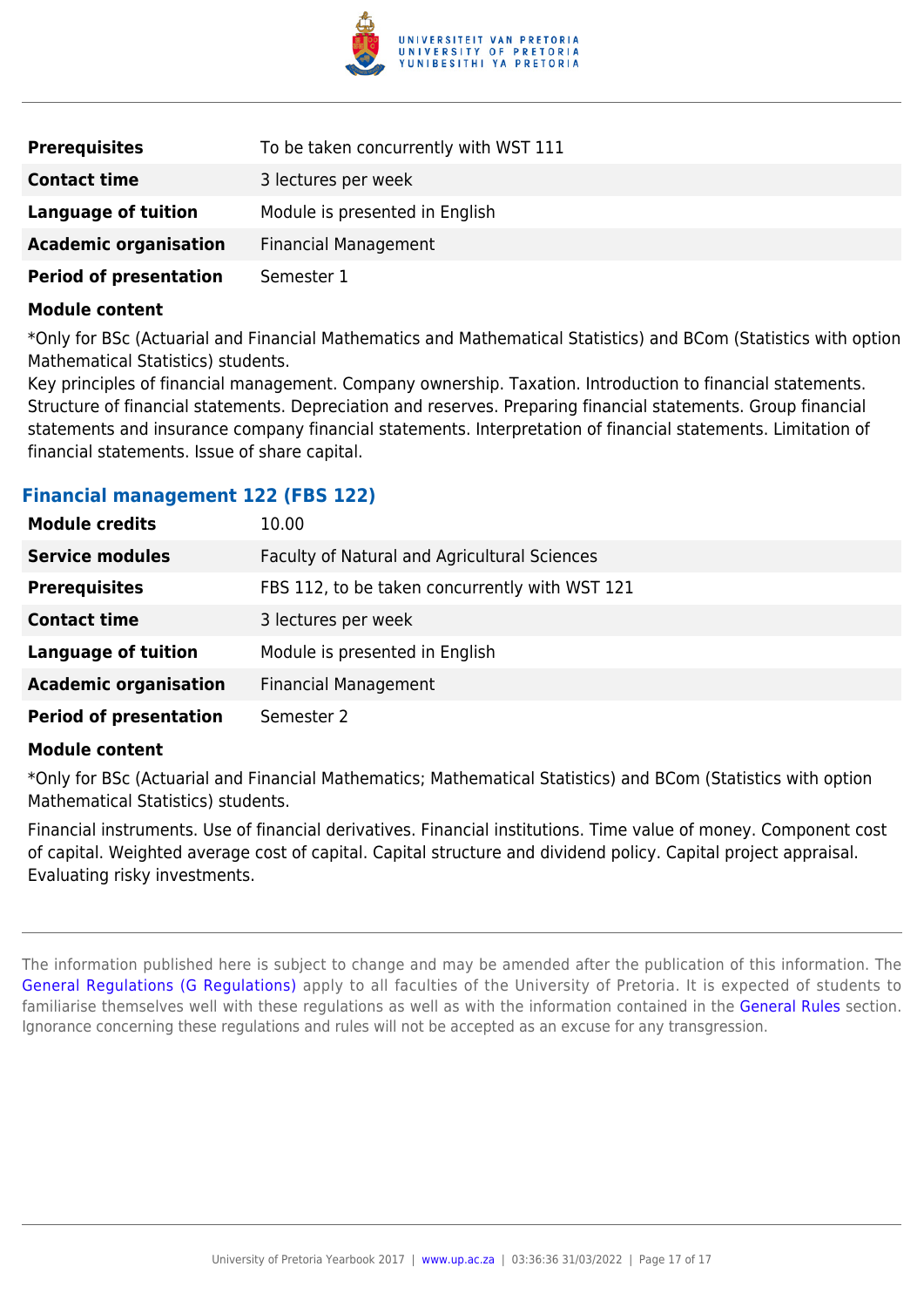| | |
|---|---|
| **Prerequisites** | To be taken concurrently with WST 111 |
| **Contact time** | 3 lectures per week |
| **Language of tuition** | Module is presented in English |
| **Academic organisation** | Financial Management |
| **Period of presentation** | Semester 1 |

**Module content**

*Only for BSc (Actuarial and Financial Mathematics and Mathematical Statistics) and BCom (Statistics with option Mathematical Statistics) students.
Key principles of financial management. Company ownership. Taxation. Introduction to financial statements. Structure of financial statements. Depreciation and reserves. Preparing financial statements. Group financial statements and insurance company financial statements. Interpretation of financial statements. Limitation of financial statements. Issue of share capital.

### Financial management 122 (FBS 122)

| | |
|---|---|
| **Module credits** | 10.00 |
| **Service modules** | Faculty of Natural and Agricultural Sciences |
| **Prerequisites** | FBS 112, to be taken concurrently with WST 121 |
| **Contact time** | 3 lectures per week |
| **Language of tuition** | Module is presented in English |
| **Academic organisation** | Financial Management |
| **Period of presentation** | Semester 2 |

**Module content**

*Only for BSc (Actuarial and Financial Mathematics; Mathematical Statistics) and BCom (Statistics with option Mathematical Statistics) students.

Financial instruments. Use of financial derivatives. Financial institutions. Time value of money. Component cost of capital. Weighted average cost of capital. Capital structure and dividend policy. Capital project appraisal. Evaluating risky investments.

The information published here is subject to change and may be amended after the publication of this information. The General Regulations (G Regulations) apply to all faculties of the University of Pretoria. It is expected of students to familiarise themselves well with these regulations as well as with the information contained in the General Rules section. Ignorance concerning these regulations and rules will not be accepted as an excuse for any transgression.